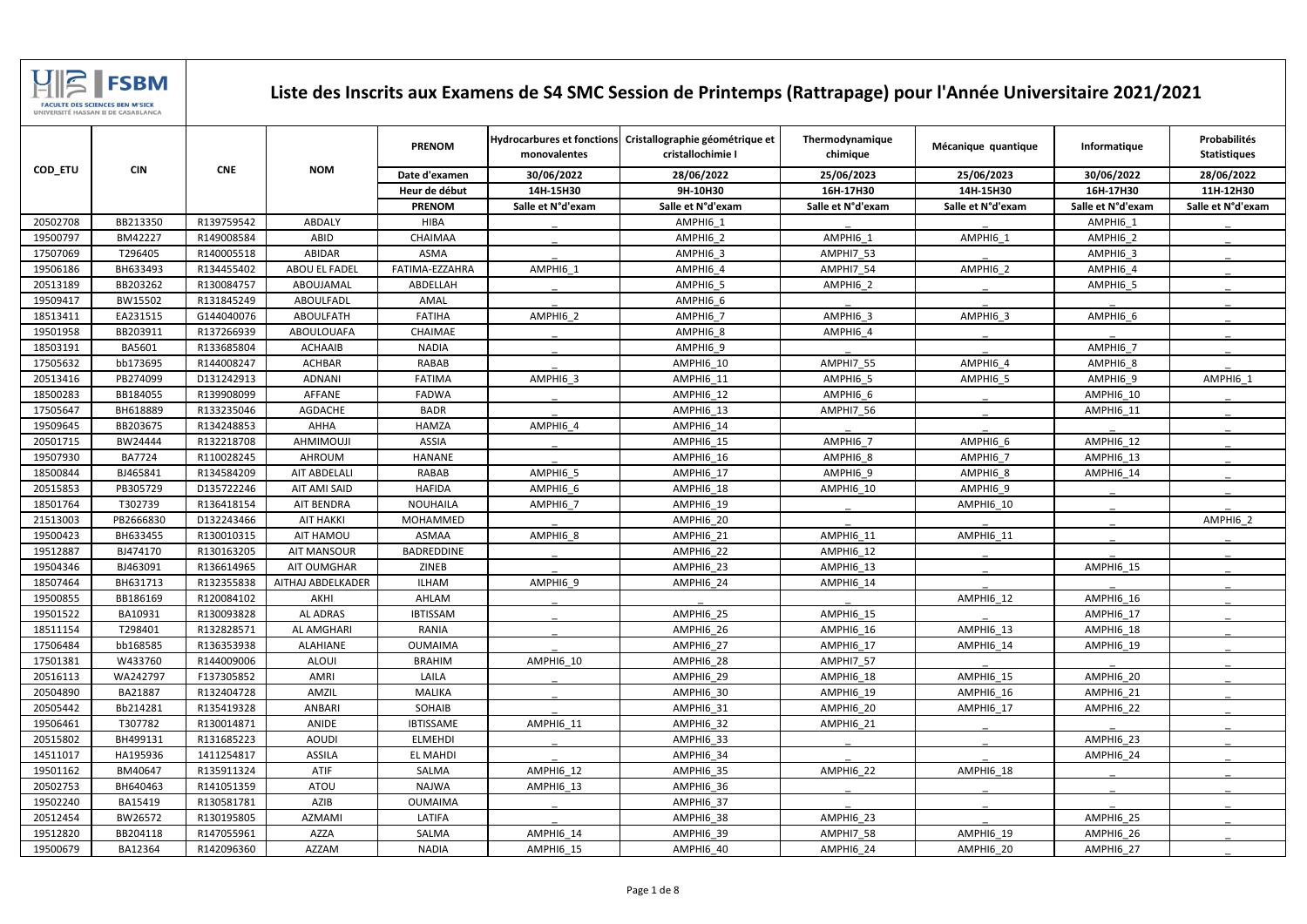# Liste des Inscrits aux Examens de S4 SMC Session de Printemps (Rattrapage) pour l'Année Universitaire 2021/2021

| COD_ETU | CIN | CNE | NOM | PRENOM | Hydrocarbures et fonctions monovalentes | Cristallographie géométrique et cristallochimie I | Thermodynamique chimique | Mécanique quantique | Informatique | Probabilités Statistiques |
|---|---|---|---|---|---|---|---|---|---|---|
| | | | | Date d'examen | 30/06/2022 | 28/06/2022 | 25/06/2023 | 25/06/2023 | 30/06/2022 | 28/06/2022 |
| | | | | Heur de début | 14H-15H30 | 9H-10H30 | 16H-17H30 | 14H-15H30 | 16H-17H30 | 11H-12H30 |
| | | | | PRENOM | Salle et N°d'exam | Salle et N°d'exam | Salle et N°d'exam | Salle et N°d'exam | Salle et N°d'exam | Salle et N°d'exam |
| 20502708 | BB213350 | R139759542 | ABDALY | HIBA | _ | AMPHI6_1 | _ | _ | AMPHI6_1 | _ |
| 19500797 | BM42227 | R149008584 | ABID | CHAIMAA | _ | AMPHI6_2 | AMPHI6_1 | AMPHI6_1 | AMPHI6_2 | _ |
| 17507069 | T296405 | R140005518 | ABIDAR | ASMA | _ | AMPHI6_3 | AMPHI7_53 | _ | AMPHI6_3 | _ |
| 19506186 | BH633493 | R134455402 | ABOU EL FADEL | FATIMA-EZZAHRA | AMPHI6_1 | AMPHI6_4 | AMPHI7_54 | AMPHI6_2 | AMPHI6_4 | _ |
| 20513189 | BB203262 | R130084757 | ABOUJAMAL | ABDELLAH | _ | AMPHI6_5 | AMPHI6_2 | _ | AMPHI6_5 | _ |
| 19509417 | BW15502 | R131845249 | ABOULFADL | AMAL | _ | AMPHI6_6 | _ | _ | _ | _ |
| 18513411 | EA231515 | G144040076 | ABOULFATH | FATIHA | AMPHI6_2 | AMPHI6_7 | AMPHI6_3 | AMPHI6_3 | AMPHI6_6 | _ |
| 19501958 | BB203911 | R137266939 | ABOULOUAFA | CHAIMAE | _ | AMPHI6_8 | AMPHI6_4 | _ | _ | _ |
| 18503191 | BA5601 | R133685804 | ACHAAIB | NADIA | _ | AMPHI6_9 | _ | _ | AMPHI6_7 | _ |
| 17505632 | bb173695 | R144008247 | ACHBAR | RABAB | _ | AMPHI6_10 | AMPHI7_55 | AMPHI6_4 | AMPHI6_8 | _ |
| 20513416 | PB274099 | D131242913 | ADNANI | FATIMA | AMPHI6_3 | AMPHI6_11 | AMPHI6_5 | AMPHI6_5 | AMPHI6_9 | AMPHI6_1 |
| 18500283 | BB184055 | R139908099 | AFFANE | FADWA | _ | AMPHI6_12 | AMPHI6_6 | _ | AMPHI6_10 | _ |
| 17505647 | BH618889 | R133235046 | AGDACHE | BADR | _ | AMPHI6_13 | AMPHI7_56 | _ | AMPHI6_11 | _ |
| 19509645 | BB203675 | R134248853 | AHHA | HAMZA | AMPHI6_4 | AMPHI6_14 | _ | _ | _ | _ |
| 20501715 | BW24444 | R132218708 | AHMIMOUJI | ASSIA | _ | AMPHI6_15 | AMPHI6_7 | AMPHI6_6 | AMPHI6_12 | _ |
| 19507930 | BA7724 | R110028245 | AHROUM | HANANE | _ | AMPHI6_16 | AMPHI6_8 | AMPHI6_7 | AMPHI6_13 | _ |
| 18500844 | BJ465841 | R134584209 | AIT ABDELALI | RABAB | AMPHI6_5 | AMPHI6_17 | AMPHI6_9 | AMPHI6_8 | AMPHI6_14 | _ |
| 20515853 | PB305729 | D135722246 | AIT AMI SAID | HAFIDA | AMPHI6_6 | AMPHI6_18 | AMPHI6_10 | AMPHI6_9 | _ | _ |
| 18501764 | T302739 | R136418154 | AIT BENDRA | NOUHAILA | AMPHI6_7 | AMPHI6_19 | _ | AMPHI6_10 | _ | _ |
| 21513003 | PB2666830 | D132243466 | AIT HAKKI | MOHAMMED | _ | AMPHI6_20 | _ | _ | _ | AMPHI6_2 |
| 19500423 | BH633455 | R130010315 | AIT HAMOU | ASMAA | AMPHI6_8 | AMPHI6_21 | AMPHI6_11 | AMPHI6_11 | _ | _ |
| 19512887 | BJ474170 | R130163205 | AIT MANSOUR | BADREDDINE | _ | AMPHI6_22 | AMPHI6_12 | _ | _ | _ |
| 19504346 | BJ463091 | R136614965 | AIT OUMGHAR | ZINEB | _ | AMPHI6_23 | AMPHI6_13 | _ | AMPHI6_15 | _ |
| 18507464 | BH631713 | R132355838 | AITHAJ ABDELKADER | ILHAM | AMPHI6_9 | AMPHI6_24 | AMPHI6_14 | _ | _ | _ |
| 19500855 | BB186169 | R120084102 | AKHI | AHLAM | _ | _ | _ | AMPHI6_12 | AMPHI6_16 | _ |
| 19501522 | BA10931 | R130093828 | AL ADRAS | IBTISSAM | _ | AMPHI6_25 | AMPHI6_15 | _ | AMPHI6_17 | _ |
| 18511154 | T298401 | R132828571 | AL AMGHARI | RANIA | _ | AMPHI6_26 | AMPHI6_16 | AMPHI6_13 | AMPHI6_18 | _ |
| 17506484 | bb168585 | R136353938 | ALAHIANE | OUMAIMA | _ | AMPHI6_27 | AMPHI6_17 | AMPHI6_14 | AMPHI6_19 | _ |
| 17501381 | W433760 | R144009006 | ALOUI | BRAHIM | AMPHI6_10 | AMPHI6_28 | AMPHI7_57 | _ | _ | _ |
| 20516113 | WA242797 | F137305852 | AMRI | LAILA | _ | AMPHI6_29 | AMPHI6_18 | AMPHI6_15 | AMPHI6_20 | _ |
| 20504890 | BA21887 | R132404728 | AMZIL | MALIKA | _ | AMPHI6_30 | AMPHI6_19 | AMPHI6_16 | AMPHI6_21 | _ |
| 20505442 | Bb214281 | R135419328 | ANBARI | SOHAIB | _ | AMPHI6_31 | AMPHI6_20 | AMPHI6_17 | AMPHI6_22 | _ |
| 19506461 | T307782 | R130014871 | ANIDE | IBTISSAME | AMPHI6_11 | AMPHI6_32 | AMPHI6_21 | _ | _ | _ |
| 20515802 | BH499131 | R131685223 | AOUDI | ELMEHDI | _ | AMPHI6_33 | _ | _ | AMPHI6_23 | _ |
| 14511017 | HA195936 | 1411254817 | ASSILA | EL MAHDI | _ | AMPHI6_34 | _ | _ | AMPHI6_24 | _ |
| 19501162 | BM40647 | R135911324 | ATIF | SALMA | AMPHI6_12 | AMPHI6_35 | AMPHI6_22 | AMPHI6_18 | _ | _ |
| 20502753 | BH640463 | R141051359 | ATOU | NAJWA | AMPHI6_13 | AMPHI6_36 | _ | _ | _ | _ |
| 19502240 | BA15419 | R130581781 | AZIB | OUMAIMA | _ | AMPHI6_37 | _ | _ | _ | _ |
| 20512454 | BW26572 | R130195805 | AZMAMI | LATIFA | _ | AMPHI6_38 | AMPHI6_23 | _ | AMPHI6_25 | _ |
| 19512820 | BB204118 | R147055961 | AZZA | SALMA | AMPHI6_14 | AMPHI6_39 | AMPHI7_58 | AMPHI6_19 | AMPHI6_26 | _ |
| 19500679 | BA12364 | R142096360 | AZZAM | NADIA | AMPHI6_15 | AMPHI6_40 | AMPHI6_24 | AMPHI6_20 | AMPHI6_27 | _ |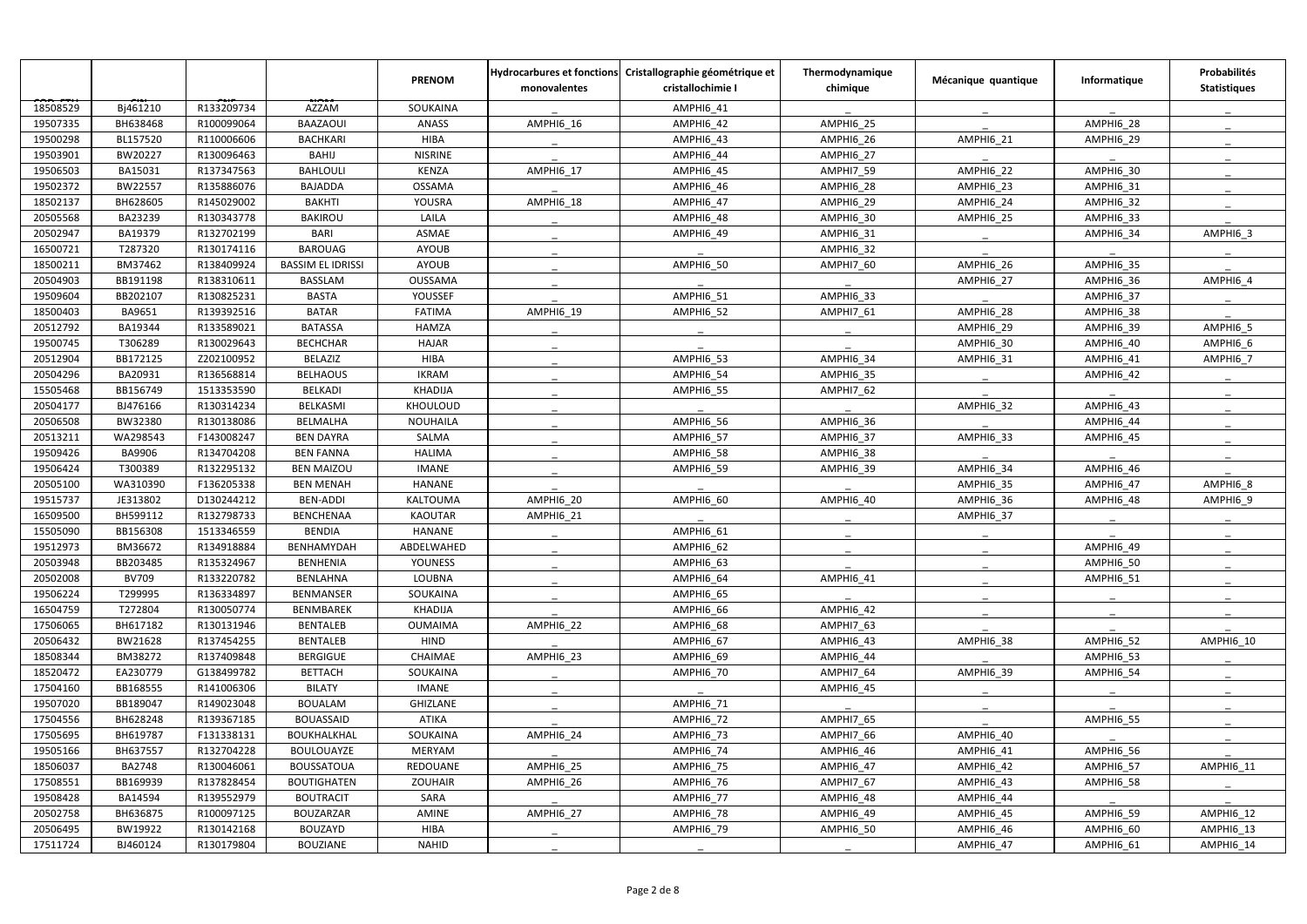| | | | | PRENOM | Hydrocarbures et fonctions monovalentes | Cristallographie géométrique et cristallochimie I | Thermodynamique chimique | Mécanique quantique | Informatique | Probabilités Statistiques |
|---|---|---|---|---|---|---|---|---|---|---|
| 18508529 | Bj461210 | R133209734 | AZZAM | SOUKAINA | _ | AMPHI6_41 | _ | _ | _ | _ |
| 19507335 | BH638468 | R100099064 | BAAZAOUI | ANASS | AMPHI6_16 | AMPHI6_42 | AMPHI6_25 | _ | AMPHI6_28 | _ |
| 19500298 | BL157520 | R110006606 | BACHKARI | HIBA | _ | AMPHI6_43 | AMPHI6_26 | AMPHI6_21 | AMPHI6_29 | _ |
| 19503901 | BW20227 | R130096463 | BAHIJ | NISRINE | _ | AMPHI6_44 | AMPHI6_27 | _ | _ | _ |
| 19506503 | BA15031 | R137347563 | BAHLOULI | KENZA | AMPHI6_17 | AMPHI6_45 | AMPHI7_59 | AMPHI6_22 | AMPHI6_30 | _ |
| 19502372 | BW22557 | R135886076 | BAJADDA | OSSAMA | _ | AMPHI6_46 | AMPHI6_28 | AMPHI6_23 | AMPHI6_31 | _ |
| 18502137 | BH628605 | R145029002 | BAKHTI | YOUSRA | AMPHI6_18 | AMPHI6_47 | AMPHI6_29 | AMPHI6_24 | AMPHI6_32 | _ |
| 20505568 | BA23239 | R130343778 | BAKIROU | LAILA | _ | AMPHI6_48 | AMPHI6_30 | AMPHI6_25 | AMPHI6_33 | _ |
| 20502947 | BA19379 | R132702199 | BARI | ASMAE | _ | AMPHI6_49 | AMPHI6_31 | _ | AMPHI6_34 | AMPHI6_3 |
| 16500721 | T287320 | R130174116 | BAROUAG | AYOUB | _ | _ | AMPHI6_32 | _ | _ | _ |
| 18500211 | BM37462 | R138409924 | BASSIM EL IDRISSI | AYOUB | _ | AMPHI6_50 | AMPHI7_60 | AMPHI6_26 | AMPHI6_35 | _ |
| 20504903 | BB191198 | R138310611 | BASSLAM | OUSSAMA | _ | _ | _ | AMPHI6_27 | AMPHI6_36 | AMPHI6_4 |
| 19509604 | BB202107 | R130825231 | BASTA | YOUSSEF | _ | AMPHI6_51 | AMPHI6_33 | _ | AMPHI6_37 | _ |
| 18500403 | BA9651 | R139392516 | BATAR | FATIMA | AMPHI6_19 | AMPHI6_52 | AMPHI7_61 | AMPHI6_28 | AMPHI6_38 | _ |
| 20512792 | BA19344 | R133589021 | BATASSA | HAMZA | _ | _ | _ | AMPHI6_29 | AMPHI6_39 | AMPHI6_5 |
| 19500745 | T306289 | R130029643 | BECHCHAR | HAJAR | _ | _ | _ | AMPHI6_30 | AMPHI6_40 | AMPHI6_6 |
| 20512904 | BB172125 | Z202100952 | BELAZIZ | HIBA | _ | AMPHI6_53 | AMPHI6_34 | AMPHI6_31 | AMPHI6_41 | AMPHI6_7 |
| 20504296 | BA20931 | R136568814 | BELHAOUS | IKRAM | _ | AMPHI6_54 | AMPHI6_35 | _ | AMPHI6_42 | _ |
| 15505468 | BB156749 | 1513353590 | BELKADI | KHADIJA | _ | AMPHI6_55 | AMPHI7_62 | _ | _ | _ |
| 20504177 | BJ476166 | R130314234 | BELKASMI | KHOULOUD | _ | _ | _ | AMPHI6_32 | AMPHI6_43 | _ |
| 20506508 | BW32380 | R130138086 | BELMALHA | NOUHAILA | _ | AMPHI6_56 | AMPHI6_36 | _ | AMPHI6_44 | _ |
| 20513211 | WA298543 | F143008247 | BEN DAYRA | SALMA | _ | AMPHI6_57 | AMPHI6_37 | AMPHI6_33 | AMPHI6_45 | _ |
| 19509426 | BA9906 | R134704208 | BEN FANNA | HALIMA | _ | AMPHI6_58 | AMPHI6_38 | _ | _ | _ |
| 19506424 | T300389 | R132295132 | BEN MAIZOU | IMANE | _ | AMPHI6_59 | AMPHI6_39 | AMPHI6_34 | AMPHI6_46 | _ |
| 20505100 | WA310390 | F136205338 | BEN MENAH | HANANE | _ | _ | _ | AMPHI6_35 | AMPHI6_47 | AMPHI6_8 |
| 19515737 | JE313802 | D130244212 | BEN-ADDI | KALTOUMA | AMPHI6_20 | AMPHI6_60 | AMPHI6_40 | AMPHI6_36 | AMPHI6_48 | AMPHI6_9 |
| 16509500 | BH599112 | R132798733 | BENCHENAA | KAOUTAR | AMPHI6_21 | _ | _ | AMPHI6_37 | _ | _ |
| 15505090 | BB156308 | 1513346559 | BENDIA | HANANE | _ | AMPHI6_61 | _ | _ | _ | _ |
| 19512973 | BM36672 | R134918884 | BENHAMYDAH | ABDELWAHED | _ | AMPHI6_62 | _ | _ | AMPHI6_49 | _ |
| 20503948 | BB203485 | R135324967 | BENHENIA | YOUNESS | _ | AMPHI6_63 | _ | _ | AMPHI6_50 | _ |
| 20502008 | BV709 | R133220782 | BENLAHNA | LOUBNA | _ | AMPHI6_64 | AMPHI6_41 | _ | AMPHI6_51 | _ |
| 19506224 | T299995 | R136334897 | BENMANSER | SOUKAINA | _ | AMPHI6_65 | _ | _ | _ | _ |
| 16504759 | T272804 | R130050774 | BENMBAREK | KHADIJA | _ | AMPHI6_66 | AMPHI6_42 | _ | _ | _ |
| 17506065 | BH617182 | R130131946 | BENTALEB | OUMAIMA | AMPHI6_22 | AMPHI6_68 | AMPHI7_63 | _ | _ | _ |
| 20506432 | BW21628 | R137454255 | BENTALEB | HIND | _ | AMPHI6_67 | AMPHI6_43 | AMPHI6_38 | AMPHI6_52 | AMPHI6_10 |
| 18508344 | BM38272 | R137409848 | BERGIGUE | CHAIMAE | AMPHI6_23 | AMPHI6_69 | AMPHI6_44 | _ | AMPHI6_53 | _ |
| 18520472 | EA230779 | G138499782 | BETTACH | SOUKAINA | _ | AMPHI6_70 | AMPHI7_64 | AMPHI6_39 | AMPHI6_54 | _ |
| 17504160 | BB168555 | R141006306 | BILATY | IMANE | _ | _ | AMPHI6_45 | _ | _ | _ |
| 19507020 | BB189047 | R149023048 | BOUALAM | GHIZLANE | _ | AMPHI6_71 | _ | _ | _ | _ |
| 17504556 | BH628248 | R139367185 | BOUASSAID | ATIKA | _ | AMPHI6_72 | AMPHI7_65 | _ | AMPHI6_55 | _ |
| 17505695 | BH619787 | F131338131 | BOUKHALKHAL | SOUKAINA | AMPHI6_24 | AMPHI6_73 | AMPHI7_66 | AMPHI6_40 | _ | _ |
| 19505166 | BH637557 | R132704228 | BOULOUAYZE | MERYAM | _ | AMPHI6_74 | AMPHI6_46 | AMPHI6_41 | AMPHI6_56 | _ |
| 18506037 | BA2748 | R130046061 | BOUSSATOUA | REDOUANE | AMPHI6_25 | AMPHI6_75 | AMPHI6_47 | AMPHI6_42 | AMPHI6_57 | AMPHI6_11 |
| 17508551 | BB169939 | R137828454 | BOUTIGHATEN | ZOUHAIR | AMPHI6_26 | AMPHI6_76 | AMPHI7_67 | AMPHI6_43 | AMPHI6_58 | _ |
| 19508428 | BA14594 | R139552979 | BOUTRACIT | SARA | _ | AMPHI6_77 | AMPHI6_48 | AMPHI6_44 | _ | _ |
| 20502758 | BH636875 | R100097125 | BOUZARZAR | AMINE | AMPHI6_27 | AMPHI6_78 | AMPHI6_49 | AMPHI6_45 | AMPHI6_59 | AMPHI6_12 |
| 20506495 | BW19922 | R130142168 | BOUZAYD | HIBA | _ | AMPHI6_79 | AMPHI6_50 | AMPHI6_46 | AMPHI6_60 | AMPHI6_13 |
| 17511724 | BJ460124 | R130179804 | BOUZIANE | NAHID | _ | _ | _ | AMPHI6_47 | AMPHI6_61 | AMPHI6_14 |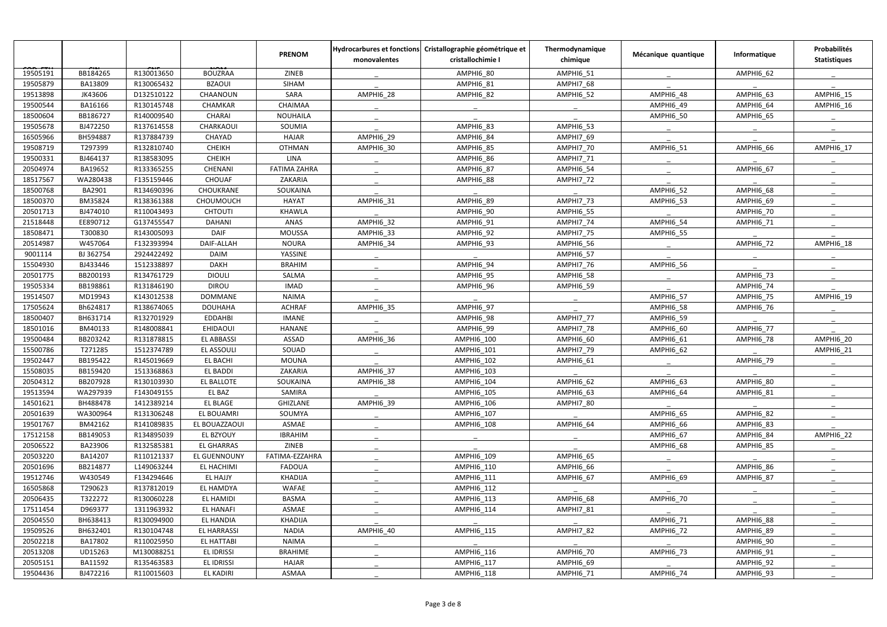| | | | | PRENOM | Hydrocarbures et fonctions monovalentes | Cristallographie géométrique et cristallochimie I | Thermodynamique chimique | Mécanique quantique | Informatique | Probabilités Statistiques |
|---|---|---|---|---|---|---|---|---|---|---|
| 19505191 | BB184265 | R130013650 | BOUZRAA | ZINEB | _ | AMPHI6_80 | AMPHI6_51 | _ | AMPHI6_62 | _ |
| 19505879 | BA13809 | R130065432 | BZAOUI | SIHAM | _ | AMPHI6_81 | AMPHI7_68 | _ | _ | _ |
| 19513898 | JK43606 | D132510122 | CHAANOUN | SARA | AMPHI6_28 | AMPHI6_82 | AMPHI6_52 | AMPHI6_48 | AMPHI6_63 | AMPHI6_15 |
| 19500544 | BA16166 | R130145748 | CHAMKAR | CHAIMAA | _ | _ | _ | AMPHI6_49 | AMPHI6_64 | AMPHI6_16 |
| 18500604 | BB186727 | R140009540 | CHARAI | NOUHAILA | _ | _ | _ | AMPHI6_50 | AMPHI6_65 | _ |
| 19505678 | BJ472250 | R137614558 | CHARKAOUI | SOUMIA | _ | AMPHI6_83 | AMPHI6_53 | _ | _ | _ |
| 16505966 | BH594887 | R137884739 | CHAYAD | HAJAR | AMPHI6_29 | AMPHI6_84 | AMPHI7_69 | _ | _ | _ |
| 19508719 | T297399 | R132810740 | CHEIKH | OTHMAN | AMPHI6_30 | AMPHI6_85 | AMPHI7_70 | AMPHI6_51 | AMPHI6_66 | AMPHI6_17 |
| 19500331 | BJ464137 | R138583095 | CHEIKH | LINA | _ | AMPHI6_86 | AMPHI7_71 | _ | _ | _ |
| 20504974 | BA19652 | R133365255 | CHENANI | FATIMA ZAHRA | _ | AMPHI6_87 | AMPHI6_54 | _ | AMPHI6_67 | _ |
| 18517567 | WA280438 | F135159446 | CHOUAF | ZAKARIA | _ | AMPHI6_88 | AMPHI7_72 | _ | _ | _ |
| 18500768 | BA2901 | R134690396 | CHOUKRANE | SOUKAINA | _ | _ | _ | AMPHI6_52 | AMPHI6_68 | _ |
| 18500370 | BM35824 | R138361388 | CHOUMOUCH | HAYAT | AMPHI6_31 | AMPHI6_89 | AMPHI7_73 | AMPHI6_53 | AMPHI6_69 | _ |
| 20501713 | BJ474010 | R110043493 | CHTOUTI | KHAWLA | _ | AMPHI6_90 | AMPHI6_55 | _ | AMPHI6_70 | _ |
| 21518448 | EE890712 | G137455547 | DAHANI | ANAS | AMPHI6_32 | AMPHI6_91 | AMPHI7_74 | AMPHI6_54 | AMPHI6_71 | _ |
| 18508471 | T300830 | R143005093 | DAIF | MOUSSA | AMPHI6_33 | AMPHI6_92 | AMPHI7_75 | AMPHI6_55 | _ | _ |
| 20514987 | W457064 | F132393994 | DAIF-ALLAH | NOURA | AMPHI6_34 | AMPHI6_93 | AMPHI6_56 | _ | AMPHI6_72 | AMPHI6_18 |
| 9001114 | BJ 362754 | 2924422492 | DAIM | YASSINE | _ | _ | AMPHI6_57 | _ | _ | _ |
| 15504930 | BJ433446 | 1512338897 | DAKH | BRAHIM | _ | AMPHI6_94 | AMPHI7_76 | AMPHI6_56 | _ | _ |
| 20501775 | BB200193 | R134761729 | DIOULI | SALMA | _ | AMPHI6_95 | AMPHI6_58 | _ | AMPHI6_73 | _ |
| 19505334 | BB198861 | R131846190 | DIROU | IMAD | _ | AMPHI6_96 | AMPHI6_59 | _ | AMPHI6_74 | _ |
| 19514507 | MD19943 | K143012538 | DOMMANE | NAIMA | _ | _ | _ | AMPHI6_57 | AMPHI6_75 | AMPHI6_19 |
| 17505624 | Bh624817 | R138674065 | DOUHAHA | ACHRAF | AMPHI6_35 | AMPHI6_97 | _ | AMPHI6_58 | AMPHI6_76 | _ |
| 18500407 | BH631714 | R132701929 | EDDAHBI | IMANE | _ | AMPHI6_98 | AMPHI7_77 | AMPHI6_59 | _ | _ |
| 18501016 | BM40133 | R148008841 | EHIDAOUI | HANANE | _ | AMPHI6_99 | AMPHI7_78 | AMPHI6_60 | AMPHI6_77 | _ |
| 19500484 | BB203242 | R131878815 | EL ABBASSI | ASSAD | AMPHI6_36 | AMPHI6_100 | AMPHI6_60 | AMPHI6_61 | AMPHI6_78 | AMPHI6_20 |
| 15500786 | T271285 | 1512374789 | EL ASSOULI | SOUAD | _ | AMPHI6_101 | AMPHI7_79 | AMPHI6_62 | _ | AMPHI6_21 |
| 19502447 | BB195422 | R145019669 | EL BACHI | MOUNA | _ | AMPHI6_102 | AMPHI6_61 | _ | AMPHI6_79 | _ |
| 15508035 | BB159420 | 1513368863 | EL BADDI | ZAKARIA | AMPHI6_37 | AMPHI6_103 | _ | _ | _ | _ |
| 20504312 | BB207928 | R130103930 | EL BALLOTE | SOUKAINA | AMPHI6_38 | AMPHI6_104 | AMPHI6_62 | AMPHI6_63 | AMPHI6_80 | _ |
| 19513594 | WA297939 | F143049155 | EL BAZ | SAMIRA | _ | AMPHI6_105 | AMPHI6_63 | AMPHI6_64 | AMPHI6_81 | _ |
| 14501621 | BH488478 | 1412389214 | EL BLAGE | GHIZLANE | AMPHI6_39 | AMPHI6_106 | AMPHI7_80 | _ | _ | _ |
| 20501639 | WA300964 | R131306248 | EL BOUAMRI | SOUMYA | _ | AMPHI6_107 | _ | AMPHI6_65 | AMPHI6_82 | _ |
| 19501767 | BM42162 | R141089835 | EL BOUAZZAOUI | ASMAE | _ | AMPHI6_108 | AMPHI6_64 | AMPHI6_66 | AMPHI6_83 | _ |
| 17512158 | BB149053 | R134895039 | EL BZYOUY | IBRAHIM | _ | _ | _ | AMPHI6_67 | AMPHI6_84 | AMPHI6_22 |
| 20506522 | BA23906 | R132585381 | EL GHARRAS | ZINEB | _ | _ | _ | AMPHI6_68 | AMPHI6_85 | _ |
| 20503220 | BA14207 | R110121337 | EL GUENNOUNY | FATIMA-EZZAHRA | _ | AMPHI6_109 | AMPHI6_65 | _ | _ | _ |
| 20501696 | BB214877 | L149063244 | EL HACHIMI | FADOUA | _ | AMPHI6_110 | AMPHI6_66 | _ | AMPHI6_86 | _ |
| 19512746 | W430549 | F134294646 | EL HAJJY | KHADIJA | _ | AMPHI6_111 | AMPHI6_67 | AMPHI6_69 | AMPHI6_87 | _ |
| 16505868 | T290623 | R137812019 | EL HAMDYA | WAFAE | _ | AMPHI6_112 | _ | _ | _ | _ |
| 20506435 | T322272 | R130060228 | EL HAMIDI | BASMA | _ | AMPHI6_113 | AMPHI6_68 | AMPHI6_70 | _ | _ |
| 17511454 | D969377 | 1311963932 | EL HANAFI | ASMAE | _ | AMPHI6_114 | AMPHI7_81 | _ | _ | _ |
| 20504550 | BH638413 | R130094900 | EL HANDIA | KHADIJA | _ | _ | _ | AMPHI6_71 | AMPHI6_88 | _ |
| 19509526 | BH632401 | R130104748 | EL HARRASSI | NADIA | AMPHI6_40 | AMPHI6_115 | AMPHI7_82 | AMPHI6_72 | AMPHI6_89 | _ |
| 20502218 | BA17802 | R110025950 | EL HATTABI | NAIMA | _ | _ | _ | _ | AMPHI6_90 | _ |
| 20513208 | UD15263 | M130088251 | EL IDRISSI | BRAHIME | _ | AMPHI6_116 | AMPHI6_70 | AMPHI6_73 | AMPHI6_91 | _ |
| 20505151 | BA11592 | R135463583 | EL IDRISSI | HAJAR | _ | AMPHI6_117 | AMPHI6_69 | _ | AMPHI6_92 | _ |
| 19504436 | BJ472216 | R110015603 | EL KADIRI | ASMAA | _ | AMPHI6_118 | AMPHI6_71 | AMPHI6_74 | AMPHI6_93 | _ |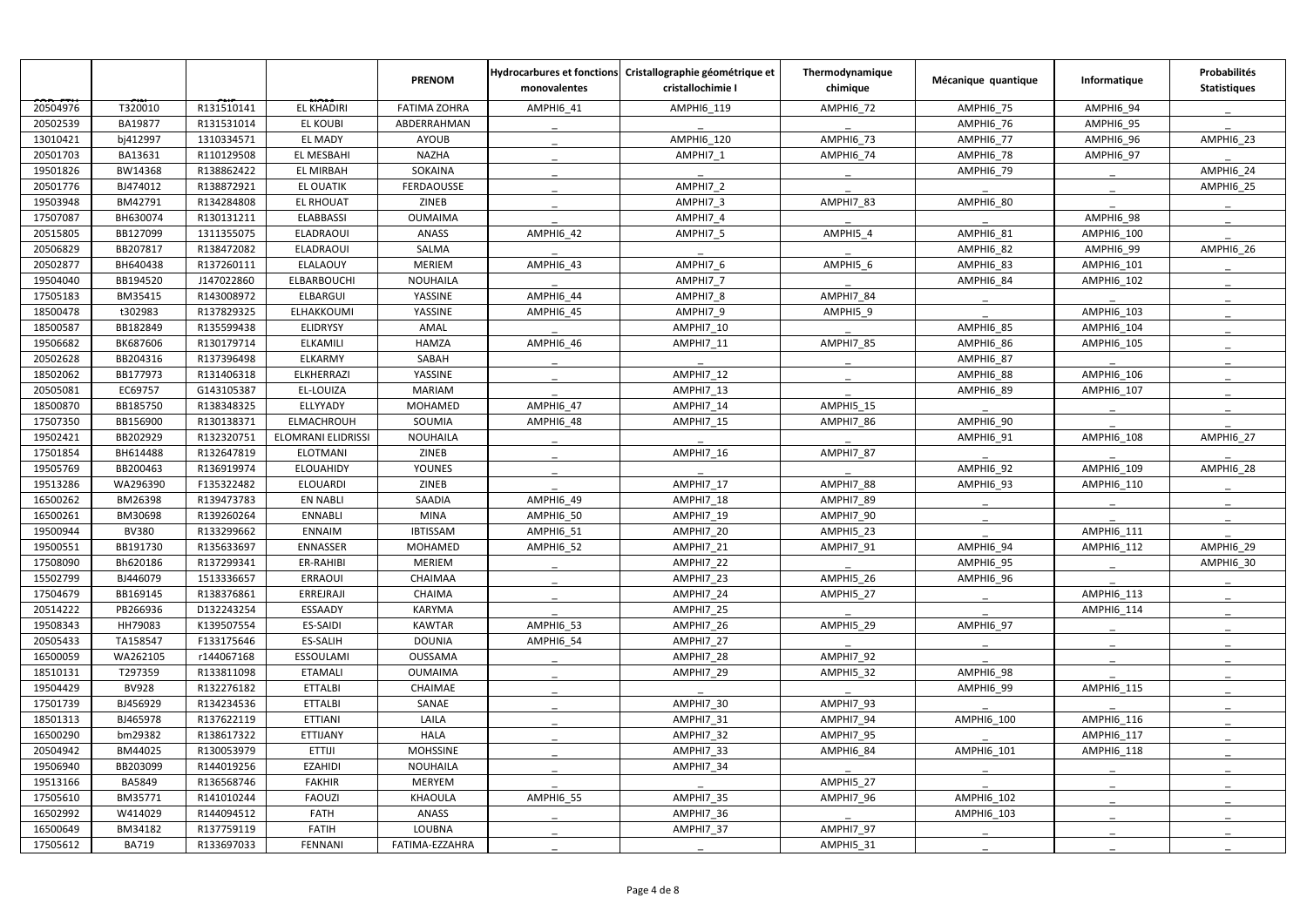| | | | | PRENOM | Hydrocarbures et fonctions monovalentes | Cristallographie géométrique et cristallochimie I | Thermodynamique chimique | Mécanique quantique | Informatique | Probabilités Statistiques |
|---|---|---|---|---|---|---|---|---|---|---|
| 20504976 | T320010 | R131510141 | EL KHADIRI | FATIMA ZOHRA | AMPHI6_41 | AMPHI6_119 | AMPHI6_72 | AMPHI6_75 | AMPHI6_94 | _ |
| 20502539 | BA19877 | R131531014 | EL KOUBI | ABDERRAHMAN | _ | _ | _ | AMPHI6_76 | AMPHI6_95 | _ |
| 13010421 | bj412997 | 1310334571 | EL MADY | AYOUB | _ | AMPHI6_120 | AMPHI6_73 | AMPHI6_77 | AMPHI6_96 | AMPHI6_23 |
| 20501703 | BA13631 | R110129508 | EL MESBAHI | NAZHA | _ | AMPHI7_1 | AMPHI6_74 | AMPHI6_78 | AMPHI6_97 | _ |
| 19501826 | BW14368 | R138862422 | EL MIRBAH | SOKAINA | _ | _ | _ | AMPHI6_79 | _ | AMPHI6_24 |
| 20501776 | BJ474012 | R138872921 | EL OUATIK | FERDAOUSSE | _ | AMPHI7_2 | _ | _ | _ | AMPHI6_25 |
| 19503948 | BM42791 | R134284808 | EL RHOUAT | ZINEB | _ | AMPHI7_3 | AMPHI7_83 | AMPHI6_80 | _ | _ |
| 17507087 | BH630074 | R130131211 | ELABBASSI | OUMAIMA | _ | AMPHI7_4 | _ | _ | AMPHI6_98 | _ |
| 20515805 | BB127099 | 1311355075 | ELADRAOUI | ANASS | AMPHI6_42 | AMPHI7_5 | AMPHI5_4 | AMPHI6_81 | AMPHI6_100 | _ |
| 20506829 | BB207817 | R138472082 | ELADRAOUI | SALMA | _ | _ | _ | AMPHI6_82 | AMPHI6_99 | AMPHI6_26 |
| 20502877 | BH640438 | R137260111 | ELALAOUY | MERIEM | AMPHI6_43 | AMPHI7_6 | AMPHI5_6 | AMPHI6_83 | AMPHI6_101 | _ |
| 19504040 | BB194520 | J147022860 | ELBARBOUCHI | NOUHAILA | _ | AMPHI7_7 | _ | AMPHI6_84 | AMPHI6_102 | _ |
| 17505183 | BM35415 | R143008972 | ELBARGUI | YASSINE | AMPHI6_44 | AMPHI7_8 | AMPHI7_84 | _ | _ | _ |
| 18500478 | t302983 | R137829325 | ELHAKKOUMI | YASSINE | AMPHI6_45 | AMPHI7_9 | AMPHI5_9 | _ | AMPHI6_103 | _ |
| 18500587 | BB182849 | R135599438 | ELIDRYSY | AMAL | _ | AMPHI7_10 | _ | AMPHI6_85 | AMPHI6_104 | _ |
| 19506682 | BK687606 | R130179714 | ELKAMILI | HAMZA | AMPHI6_46 | AMPHI7_11 | AMPHI7_85 | AMPHI6_86 | AMPHI6_105 | _ |
| 20502628 | BB204316 | R137396498 | ELKARMY | SABAH | _ | _ | _ | AMPHI6_87 | _ | _ |
| 18502062 | BB177973 | R131406318 | ELKHERRAZI | YASSINE | _ | AMPHI7_12 | _ | AMPHI6_88 | AMPHI6_106 | _ |
| 20505081 | EC69757 | G143105387 | EL-LOUIZA | MARIAM | _ | AMPHI7_13 | _ | AMPHI6_89 | AMPHI6_107 | _ |
| 18500870 | BB185750 | R138348325 | ELLYYADY | MOHAMED | AMPHI6_47 | AMPHI7_14 | AMPHI5_15 | _ | _ | _ |
| 17507350 | BB156900 | R130138371 | ELMACHROUH | SOUMIA | AMPHI6_48 | AMPHI7_15 | AMPHI7_86 | AMPHI6_90 | _ | _ |
| 19502421 | BB202929 | R132320751 | ELOMRANI ELIDRISSI | NOUHAILA | _ | _ | _ | AMPHI6_91 | AMPHI6_108 | AMPHI6_27 |
| 17501854 | BH614488 | R132647819 | ELOTMANI | ZINEB | _ | AMPHI7_16 | AMPHI7_87 | _ | _ | _ |
| 19505769 | BB200463 | R136919974 | ELOUAHIDY | YOUNES | _ | _ | _ | AMPHI6_92 | AMPHI6_109 | AMPHI6_28 |
| 19513286 | WA296390 | F135322482 | ELOUARDI | ZINEB | _ | AMPHI7_17 | AMPHI7_88 | AMPHI6_93 | AMPHI6_110 | _ |
| 16500262 | BM26398 | R139473783 | EN NABLI | SAADIA | AMPHI6_49 | AMPHI7_18 | AMPHI7_89 | _ | _ | _ |
| 16500261 | BM30698 | R139260264 | ENNABLI | MINA | AMPHI6_50 | AMPHI7_19 | AMPHI7_90 | _ | _ | _ |
| 19500944 | BV380 | R133299662 | ENNAIM | IBTISSAM | AMPHI6_51 | AMPHI7_20 | AMPHI5_23 | _ | AMPHI6_111 | _ |
| 19500551 | BB191730 | R135633697 | ENNASSER | MOHAMED | AMPHI6_52 | AMPHI7_21 | AMPHI7_91 | AMPHI6_94 | AMPHI6_112 | AMPHI6_29 |
| 17508090 | Bh620186 | R137299341 | ER-RAHIBI | MERIEM | _ | AMPHI7_22 | _ | AMPHI6_95 | _ | AMPHI6_30 |
| 15502799 | BJ446079 | 1513336657 | ERRAOUI | CHAIMAA | _ | AMPHI7_23 | AMPHI5_26 | AMPHI6_96 | _ | _ |
| 17504679 | BB169145 | R138376861 | ERREJRAJI | CHAIMA | _ | AMPHI7_24 | AMPHI5_27 | _ | AMPHI6_113 | _ |
| 20514222 | PB266936 | D132243254 | ESSAADY | KARYMA | _ | AMPHI7_25 | _ | _ | AMPHI6_114 | _ |
| 19508343 | HH79083 | K139507554 | ES-SAIDI | KAWTAR | AMPHI6_53 | AMPHI7_26 | AMPHI5_29 | AMPHI6_97 | _ | _ |
| 20505433 | TA158547 | F133175646 | ES-SALIH | DOUNIA | AMPHI6_54 | AMPHI7_27 | _ | _ | _ | _ |
| 16500059 | WA262105 | r144067168 | ESSOULAMI | OUSSAMA | _ | AMPHI7_28 | AMPHI7_92 | _ | _ | _ |
| 18510131 | T297359 | R133811098 | ETAMALI | OUMAIMA | _ | AMPHI7_29 | AMPHI5_32 | AMPHI6_98 | _ | _ |
| 19504429 | BV928 | R132276182 | ETTALBI | CHAIMAE | _ | _ | _ | AMPHI6_99 | AMPHI6_115 | _ |
| 17501739 | BJ456929 | R134234536 | ETTALBI | SANAE | _ | AMPHI7_30 | AMPHI7_93 | _ | _ | _ |
| 18501313 | BJ465978 | R137622119 | ETTIANI | LAILA | _ | AMPHI7_31 | AMPHI7_94 | AMPHI6_100 | AMPHI6_116 | _ |
| 16500290 | bm29382 | R138617322 | ETTIJANY | HALA | _ | AMPHI7_32 | AMPHI7_95 | _ | AMPHI6_117 | _ |
| 20504942 | BM44025 | R130053979 | ETTIJI | MOHSSINE | _ | AMPHI7_33 | AMPHI6_84 | AMPHI6_101 | AMPHI6_118 | _ |
| 19506940 | BB203099 | R144019256 | EZAHIDI | NOUHAILA | _ | AMPHI7_34 | _ | _ | _ | _ |
| 19513166 | BA5849 | R136568746 | FAKHIR | MERYEM | _ | _ | AMPHI5_27 | _ | _ | _ |
| 17505610 | BM35771 | R141010244 | FAOUZI | KHAOULA | AMPHI6_55 | AMPHI7_35 | AMPHI7_96 | AMPHI6_102 | _ | _ |
| 16502992 | W414029 | R144094512 | FATH | ANASS | _ | AMPHI7_36 | _ | AMPHI6_103 | _ | _ |
| 16500649 | BM34182 | R137759119 | FATIH | LOUBNA | _ | AMPHI7_37 | AMPHI7_97 | _ | _ | _ |
| 17505612 | BA719 | R133697033 | FENNANI | FATIMA-EZZAHRA | _ | _ | AMPHI5_31 | _ | _ | _ |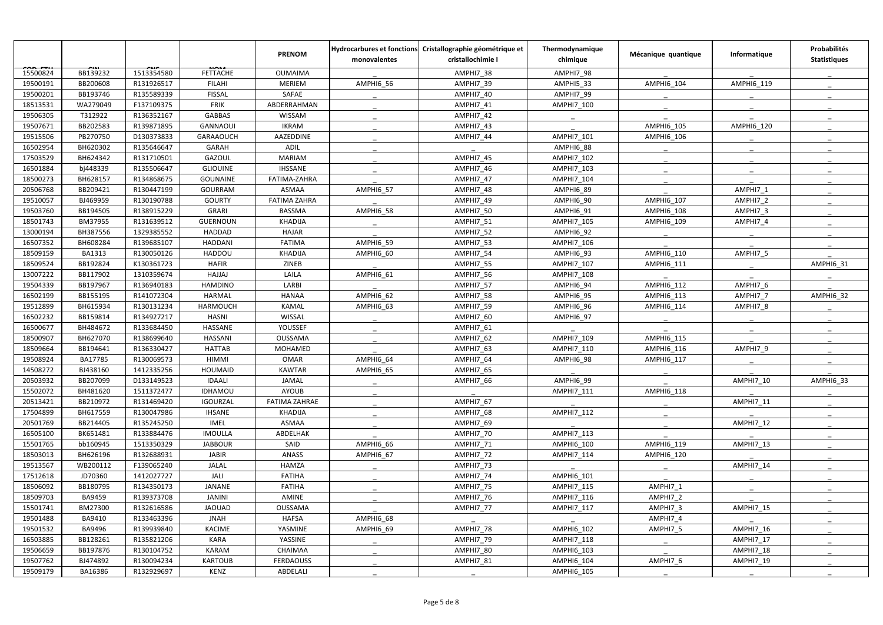| | | | | PRENOM | Hydrocarbures et fonctions monovalentes | Cristallographie géométrique et cristallochimie I | Thermodynamique chimique | Mécanique quantique | Informatique | Probabilités Statistiques |
|---|---|---|---|---|---|---|---|---|---|---|
| 15500824 | BB139232 | 1513354580 | FETTACHE | OUMAIMA | | AMPHI7_38 | AMPHI7_98 | _ | _ | _ |
| 19500191 | BB200608 | R131926517 | FILAHI | MERIEM | AMPHI6_56 | AMPHI7_39 | AMPHI5_33 | AMPHI6_104 | AMPHI6_119 | _ |
| 19500201 | BB193746 | R135589339 | FISSAL | SAFAE | _ | AMPHI7_40 | AMPHI7_99 | _ | _ | _ |
| 18513531 | WA279049 | F137109375 | FRIK | ABDERRAHMAN | _ | AMPHI7_41 | AMPHI7_100 | _ | _ | _ |
| 19506305 | T312922 | R136352167 | GABBAS | WISSAM | _ | AMPHI7_42 | _ | _ | _ | _ |
| 19507671 | BB202583 | R139871895 | GANNAOUI | IKRAM | _ | AMPHI7_43 | _ | AMPHI6_105 | AMPHI6_120 | _ |
| 19515506 | PB270750 | D130373833 | GARAAOUCH | AAZEDDINE | _ | AMPHI7_44 | AMPHI7_101 | AMPHI6_106 | _ | _ |
| 16502954 | BH620302 | R135646647 | GARAH | ADIL | _ | _ | AMPHI6_88 | _ | _ | _ |
| 17503529 | BH624342 | R131710501 | GAZOUL | MARIAM | _ | AMPHI7_45 | AMPHI7_102 | _ | _ | _ |
| 16501884 | bj448339 | R135506647 | GLIOUINE | IHSSANE | _ | AMPHI7_46 | AMPHI7_103 | _ | _ | _ |
| 18500273 | BH628157 | R134868675 | GOUNAINE | FATIMA-ZAHRA | _ | AMPHI7_47 | AMPHI7_104 | _ | _ | _ |
| 20506768 | BB209421 | R130447199 | GOURRAM | ASMAA | AMPHI6_57 | AMPHI7_48 | AMPHI6_89 | _ | AMPHI7_1 | _ |
| 19510057 | BJ469959 | R130190788 | GOURTY | FATIMA ZAHRA | _ | AMPHI7_49 | AMPHI6_90 | AMPHI6_107 | AMPHI7_2 | _ |
| 19503760 | BB194505 | R138915229 | GRARI | BASSMA | AMPHI6_58 | AMPHI7_50 | AMPHI6_91 | AMPHI6_108 | AMPHI7_3 | _ |
| 18501743 | BM37955 | R131639512 | GUERNOUN | KHADIJA | _ | AMPHI7_51 | AMPHI7_105 | AMPHI6_109 | AMPHI7_4 | _ |
| 13000194 | BH387556 | 1329385552 | HADDAD | HAJAR | _ | AMPHI7_52 | AMPHI6_92 | _ | _ | _ |
| 16507352 | BH608284 | R139685107 | HADDANI | FATIMA | AMPHI6_59 | AMPHI7_53 | AMPHI7_106 | _ | _ | _ |
| 18509159 | BA1313 | R130050126 | HADDOU | KHADIJA | AMPHI6_60 | AMPHI7_54 | AMPHI6_93 | AMPHI6_110 | AMPHI7_5 | _ |
| 18509524 | BB192824 | K130361723 | HAFIR | ZINEB | _ | AMPHI7_55 | AMPHI7_107 | AMPHI6_111 | _ | AMPHI6_31 |
| 13007222 | BB117902 | 1310359674 | HAJJAJ | LAILA | AMPHI6_61 | AMPHI7_56 | AMPHI7_108 | _ | _ | _ |
| 19504339 | BB197967 | R136940183 | HAMDINO | LARBI | _ | AMPHI7_57 | AMPHI6_94 | AMPHI6_112 | AMPHI7_6 | _ |
| 16502199 | BB155195 | R141072304 | HARMAL | HANAA | AMPHI6_62 | AMPHI7_58 | AMPHI6_95 | AMPHI6_113 | AMPHI7_7 | AMPHI6_32 |
| 19512899 | BH615934 | R130131234 | HARMOUCH | KAMAL | AMPHI6_63 | AMPHI7_59 | AMPHI6_96 | AMPHI6_114 | AMPHI7_8 | _ |
| 16502232 | BB159814 | R134927217 | HASNI | WISSAL | _ | AMPHI7_60 | AMPHI6_97 | _ | _ | _ |
| 16500677 | BH484672 | R133684450 | HASSANE | YOUSSEF | _ | AMPHI7_61 | _ | _ | _ | _ |
| 18500907 | BH627070 | R138699640 | HASSANI | OUSSAMA | _ | AMPHI7_62 | AMPHI7_109 | AMPHI6_115 | _ | _ |
| 18509664 | BB194641 | R136330427 | HATTAB | MOHAMED | _ | AMPHI7_63 | AMPHI7_110 | AMPHI6_116 | AMPHI7_9 | _ |
| 19508924 | BA17785 | R130069573 | HIMMI | OMAR | AMPHI6_64 | AMPHI7_64 | AMPHI6_98 | AMPHI6_117 | _ | _ |
| 14508272 | BJ438160 | 1412335256 | HOUMAID | KAWTAR | AMPHI6_65 | AMPHI7_65 | _ | _ | _ | _ |
| 20503932 | BB207099 | D133149523 | IDAALI | JAMAL | _ | AMPHI7_66 | AMPHI6_99 | _ | AMPHI7_10 | AMPHI6_33 |
| 15502072 | BH481620 | 1511372477 | IDHAMOU | AYOUB | _ | _ | AMPHI7_111 | AMPHI6_118 | _ | _ |
| 20513421 | BB210972 | R131469420 | IGOURZAL | FATIMA ZAHRAE | _ | AMPHI7_67 | _ | _ | AMPHI7_11 | _ |
| 17504899 | BH617559 | R130047986 | IHSANE | KHADIJA | _ | AMPHI7_68 | AMPHI7_112 | _ | _ | _ |
| 20501769 | BB214405 | R135245250 | IMEL | ASMAA | _ | AMPHI7_69 | _ | _ | AMPHI7_12 | _ |
| 16505100 | BK651481 | R133884476 | IMOULLA | ABDELHAK | _ | AMPHI7_70 | AMPHI7_113 | _ | _ | _ |
| 15501765 | bb160945 | 1513350329 | JABBOUR | SAID | AMPHI6_66 | AMPHI7_71 | AMPHI6_100 | AMPHI6_119 | AMPHI7_13 | _ |
| 18503013 | BH626196 | R132688931 | JABIR | ANASS | AMPHI6_67 | AMPHI7_72 | AMPHI7_114 | AMPHI6_120 | _ | _ |
| 19513567 | WB200112 | F139065240 | JALAL | HAMZA | _ | AMPHI7_73 | _ | _ | AMPHI7_14 | _ |
| 17512618 | JD70360 | 1412027727 | JALI | FATIHA | _ | AMPHI7_74 | AMPHI6_101 | _ | _ | _ |
| 18506092 | BB180795 | R134350173 | JANANE | FATIHA | _ | AMPHI7_75 | AMPHI7_115 | AMPHI7_1 | _ | _ |
| 18509703 | BA9459 | R139373708 | JANINI | AMINE | _ | AMPHI7_76 | AMPHI7_116 | AMPHI7_2 | _ | _ |
| 15501741 | BM27300 | R132616586 | JAOUAD | OUSSAMA | _ | AMPHI7_77 | AMPHI7_117 | AMPHI7_3 | AMPHI7_15 | _ |
| 19501488 | BA9410 | R133463396 | JNAH | HAFSA | AMPHI6_68 | _ | _ | AMPHI7_4 | _ | _ |
| 19501532 | BA9496 | R139939840 | KACIME | YASMINE | AMPHI6_69 | AMPHI7_78 | AMPHI6_102 | AMPHI7_5 | AMPHI7_16 | _ |
| 16503885 | BB128261 | R135821206 | KARA | YASSINE | _ | AMPHI7_79 | AMPHI7_118 | _ | AMPHI7_17 | _ |
| 19506659 | BB197876 | R130104752 | KARAM | CHAIMAA | _ | AMPHI7_80 | AMPHI6_103 | _ | AMPHI7_18 | _ |
| 19507762 | BJ474892 | R130094234 | KARTOUB | FERDAOUSS | _ | AMPHI7_81 | AMPHI6_104 | AMPHI7_6 | AMPHI7_19 | _ |
| 19509179 | BA16386 | R132929697 | KENZ | ABDELALI | _ | _ | AMPHI6_105 | _ | _ | _ |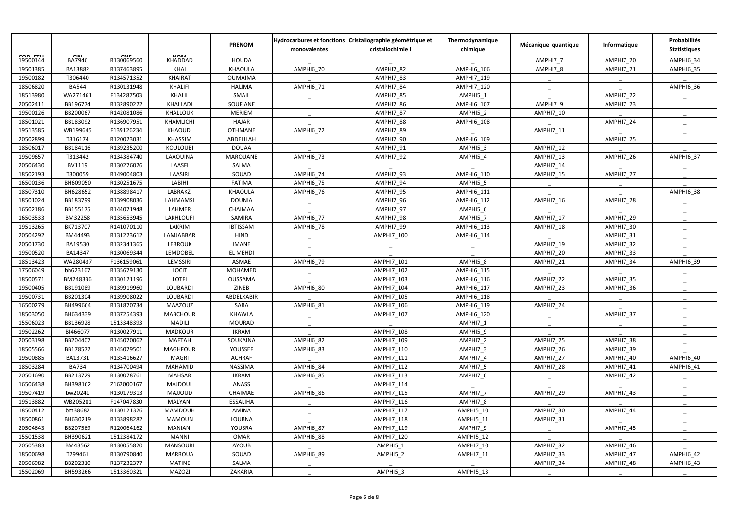| COD_ETU | CIN | CNE | NOM | PRENOM | Hydrocarbures et fonctions monovalentes | Cristallographie géométrique et cristallochimie I | Thermodynamique chimique | Mécanique quantique | Informatique | Probabilités Statistiques |
|---|---|---|---|---|---|---|---|---|---|---|
| 19500144 | BA7946 | R130069560 | KHADDAD | HOUDA | _ | _ | _ | AMPHI7_7 | AMPHI7_20 | AMPHI6_34 |
| 19501385 | BA13882 | R137463895 | KHAI | KHAOULA | AMPHI6_70 | AMPHI7_82 | AMPHI6_106 | AMPHI7_8 | AMPHI7_21 | AMPHI6_35 |
| 19500182 | T306440 | R134571352 | KHAIRAT | OUMAIMA | _ | AMPHI7_83 | AMPHI7_119 | _ | _ | _ |
| 18506820 | BA544 | R130131948 | KHALIFI | HALIMA | AMPHI6_71 | AMPHI7_84 | AMPHI7_120 | _ | _ | AMPHI6_36 |
| 18513980 | WA271461 | F134287503 | KHALIL | SMAIL | _ | AMPHI7_85 | AMPHI5_1 | _ | AMPHI7_22 | _ |
| 20502411 | BB196774 | R132890222 | KHALLADI | SOUFIANE | _ | AMPHI7_86 | AMPHI6_107 | AMPHI7_9 | AMPHI7_23 | _ |
| 19500126 | BB200067 | R142081086 | KHALLOUK | MERIEM | _ | AMPHI7_87 | AMPHI5_2 | AMPHI7_10 | _ | _ |
| 18501021 | BB183092 | R136907951 | KHAMLICHI | HAJAR | _ | AMPHI7_88 | AMPHI6_108 | _ | AMPHI7_24 | _ |
| 19513585 | WB199645 | F139126234 | KHAOUDI | OTHMANE | AMPHI6_72 | AMPHI7_89 | _ | AMPHI7_11 | _ | _ |
| 20502899 | T316174 | R120023031 | KHASSIM | ABDELILAH | _ | AMPHI7_90 | AMPHI6_109 | _ | AMPHI7_25 | _ |
| 18506017 | BB184116 | R139235200 | KOULOUBI | DOUAA | _ | AMPHI7_91 | AMPHI5_3 | AMPHI7_12 | _ | _ |
| 19509657 | T313442 | R134384740 | LAAOUINA | MAROUANE | AMPHI6_73 | AMPHI7_92 | AMPHI5_4 | AMPHI7_13 | AMPHI7_26 | AMPHI6_37 |
| 20506430 | BV1119 | R130276026 | LAASFI | SALMA | _ | _ | _ | AMPHI7_14 | _ | _ |
| 18502193 | T300059 | R149004803 | LAASIRI | SOUAD | AMPHI6_74 | AMPHI7_93 | AMPHI6_110 | AMPHI7_15 | AMPHI7_27 | _ |
| 16500136 | BH609050 | R130251675 | LABIHI | FATIMA | AMPHI6_75 | AMPHI7_94 | AMPHI5_5 | _ | _ | _ |
| 18507310 | BH628652 | R138898417 | LABRAKZI | KHAOULA | AMPHI6_76 | AMPHI7_95 | AMPHI6_111 | _ | _ | AMPHI6_38 |
| 18501024 | BB183799 | R139908036 | LAHMAMSI | DOUNIA | _ | AMPHI7_96 | AMPHI6_112 | AMPHI7_16 | AMPHI7_28 | _ |
| 16502186 | BB155175 | R144071948 | LAHMER | CHAIMAA | _ | AMPHI7_97 | AMPHI5_6 | _ | _ | _ |
| 16503533 | BM32258 | R135653945 | LAKHLOUFI | SAMIRA | AMPHI6_77 | AMPHI7_98 | AMPHI5_7 | AMPHI7_17 | AMPHI7_29 | _ |
| 19513265 | BK713707 | R141070110 | LAKRIM | IBTISSAM | AMPHI6_78 | AMPHI7_99 | AMPHI6_113 | AMPHI7_18 | AMPHI7_30 | _ |
| 20504292 | BM44493 | R131223612 | LAMJABBAR | HIND | _ | AMPHI7_100 | AMPHI6_114 | _ | AMPHI7_31 | _ |
| 20501730 | BA19530 | R132341365 | LEBROUK | IMANE | _ | _ | _ | AMPHI7_19 | AMPHI7_32 | _ |
| 19500520 | BA14347 | R130069344 | LEMDOBEL | EL MEHDI | _ | _ | _ | AMPHI7_20 | AMPHI7_33 | _ |
| 18513423 | WA280437 | F136159061 | LEMSSIRI | ASMAE | AMPHI6_79 | AMPHI7_101 | AMPHI5_8 | AMPHI7_21 | AMPHI7_34 | AMPHI6_39 |
| 17506049 | bh623167 | R135679130 | LOCIT | MOHAMED | _ | AMPHI7_102 | AMPHI6_115 | _ | _ | _ |
| 18500571 | BM248336 | R130121196 | LOTFI | OUSSAMA | _ | AMPHI7_103 | AMPHI6_116 | AMPHI7_22 | AMPHI7_35 | _ |
| 19500405 | BB191089 | R139919960 | LOUBARDI | ZINEB | AMPHI6_80 | AMPHI7_104 | AMPHI6_117 | AMPHI7_23 | AMPHI7_36 | _ |
| 19500731 | BB201304 | R139908022 | LOUBARDI | ABDELKABIR | _ | AMPHI7_105 | AMPHI6_118 | _ | _ | _ |
| 16500279 | BH499664 | R131870734 | MAAZOUZ | SARA | AMPHI6_81 | AMPHI7_106 | AMPHI6_119 | AMPHI7_24 | _ | _ |
| 18503050 | BH634339 | R137254393 | MABCHOUR | KHAWLA | _ | AMPHI7_107 | AMPHI6_120 | _ | AMPHI7_37 | _ |
| 15506023 | BB136928 | 1513348393 | MADILI | MOURAD | _ | _ | AMPHI7_1 | _ | _ | _ |
| 19502262 | BJ466077 | R130027911 | MADKOUR | IKRAM | _ | AMPHI7_108 | AMPHI5_9 | _ | _ | _ |
| 20503198 | BB204407 | R145070062 | MAFTAH | SOUKAINA | AMPHI6_82 | AMPHI7_109 | AMPHI7_2 | AMPHI7_25 | AMPHI7_38 | _ |
| 18505566 | BB178572 | R145079501 | MAGHFOUR | YOUSSEF | AMPHI6_83 | AMPHI7_110 | AMPHI7_3 | AMPHI7_26 | AMPHI7_39 | _ |
| 19500885 | BA13731 | R135416627 | MAGRI | ACHRAF | _ | AMPHI7_111 | AMPHI7_4 | AMPHI7_27 | AMPHI7_40 | AMPHI6_40 |
| 18503284 | BA734 | R134700494 | MAHAMID | NASSIMA | AMPHI6_84 | AMPHI7_112 | AMPHI7_5 | AMPHI7_28 | AMPHI7_41 | AMPHI6_41 |
| 20501690 | BB213729 | R130078761 | MAHSAR | IKRAM | AMPHI6_85 | AMPHI7_113 | AMPHI7_6 | _ | AMPHI7_42 | _ |
| 16506438 | BH398162 | Z162000167 | MAJDOUL | ANASS | _ | AMPHI7_114 | _ | _ | _ | _ |
| 19507419 | bw20241 | R130179313 | MAJJOUD | CHAIMAE | AMPHI6_86 | AMPHI7_115 | AMPHI7_7 | AMPHI7_29 | AMPHI7_43 | _ |
| 19513882 | WB205281 | F147047830 | MALYANI | ESSALIHA | _ | AMPHI7_116 | AMPHI7_8 | _ | _ | _ |
| 18500412 | bm38682 | R130121326 | MAMDOUH | AMINA | _ | AMPHI7_117 | AMPHI5_10 | AMPHI7_30 | AMPHI7_44 | _ |
| 18500861 | BH630219 | R133898282 | MAMOUN | LOUBNA | _ | AMPHI7_118 | AMPHI5_11 | AMPHI7_31 | _ | _ |
| 20504643 | BB207569 | R120064162 | MANIANI | YOUSRA | AMPHI6_87 | AMPHI7_119 | AMPHI7_9 | _ | AMPHI7_45 | _ |
| 15501538 | BH390621 | 1512384172 | MANNI | OMAR | AMPHI6_88 | AMPHI7_120 | AMPHI5_12 | _ | _ | _ |
| 20505383 | BM43562 | R130055820 | MANSOURI | AYOUB | _ | AMPHI5_1 | AMPHI7_10 | AMPHI7_32 | AMPHI7_46 | _ |
| 18500698 | T299461 | R130790840 | MARROUA | SOUAD | AMPHI6_89 | AMPHI5_2 | AMPHI7_11 | AMPHI7_33 | AMPHI7_47 | AMPHI6_42 |
| 20506982 | BB202310 | R137232377 | MATINE | SALMA | _ | _ | _ | AMPHI7_34 | AMPHI7_48 | AMPHI6_43 |
| 15502069 | BH593266 | 1513360321 | MAZOZI | ZAKARIA | _ | AMPHI5_3 | AMPHI5_13 | _ | _ | _ |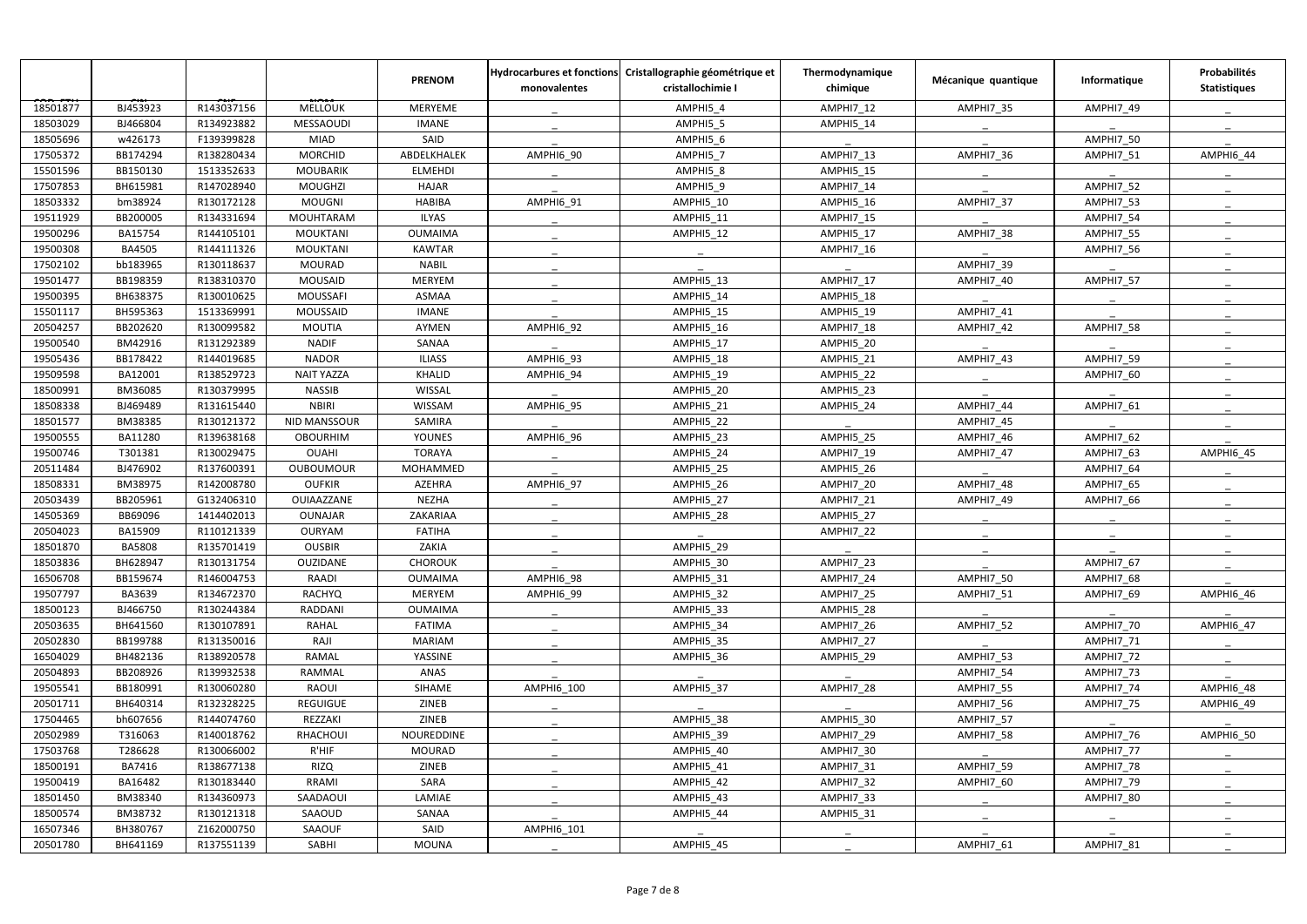| | | | | PRENOM | Hydrocarbures et fonctions monovalentes | Cristallographie géométrique et cristallochimie I | Thermodynamique chimique | Mécanique quantique | Informatique | Probabilités Statistiques |
|---|---|---|---|---|---|---|---|---|---|---|
| 18501877 | BJ453923 | R143037156 | MELLOUK | MERYEME | _ | AMPHI5_4 | AMPHI7_12 | AMPHI7_35 | AMPHI7_49 | _ |
| 18503029 | BJ466804 | R134923882 | MESSAOUDI | IMANE | _ | AMPHI5_5 | AMPHI5_14 | _ | _ | _ |
| 18505696 | w426173 | F139399828 | MIAD | SAID | _ | AMPHI5_6 | _ | _ | AMPHI7_50 | _ |
| 17505372 | BB174294 | R138280434 | MORCHID | ABDELKHALEK | AMPHI6_90 | AMPHI5_7 | AMPHI7_13 | AMPHI7_36 | AMPHI7_51 | AMPHI6_44 |
| 15501596 | BB150130 | 1513352633 | MOUBARIK | ELMEHDI | _ | AMPHI5_8 | AMPHI5_15 | _ | _ | _ |
| 17507853 | BH615981 | R147028940 | MOUGHZI | HAJAR | _ | AMPHI5_9 | AMPHI7_14 | _ | AMPHI7_52 | _ |
| 18503332 | bm38924 | R130172128 | MOUGNI | HABIBA | AMPHI6_91 | AMPHI5_10 | AMPHI5_16 | AMPHI7_37 | AMPHI7_53 | _ |
| 19511929 | BB200005 | R134331694 | MOUHTARAM | ILYAS | _ | AMPHI5_11 | AMPHI7_15 | _ | AMPHI7_54 | _ |
| 19500296 | BA15754 | R144105101 | MOUKTANI | OUMAIMA | _ | AMPHI5_12 | AMPHI5_17 | AMPHI7_38 | AMPHI7_55 | _ |
| 19500308 | BA4505 | R144111326 | MOUKTANI | KAWTAR | _ | _ | AMPHI7_16 | _ | AMPHI7_56 | _ |
| 17502102 | bb183965 | R130118637 | MOURAD | NABIL | _ | _ | _ | AMPHI7_39 | _ | _ |
| 19501477 | BB198359 | R138310370 | MOUSAID | MERYEM | _ | AMPHI5_13 | AMPHI7_17 | AMPHI7_40 | AMPHI7_57 | _ |
| 19500395 | BH638375 | R130010625 | MOUSSAFI | ASMAA | _ | AMPHI5_14 | AMPHI5_18 | _ | _ | _ |
| 15501117 | BH595363 | 1513369991 | MOUSSAID | IMANE | _ | AMPHI5_15 | AMPHI5_19 | AMPHI7_41 | _ | _ |
| 20504257 | BB202620 | R130099582 | MOUTIA | AYMEN | AMPHI6_92 | AMPHI5_16 | AMPHI7_18 | AMPHI7_42 | AMPHI7_58 | _ |
| 19500540 | BM42916 | R131292389 | NADIF | SANAA | _ | AMPHI5_17 | AMPHI5_20 | _ | _ | _ |
| 19505436 | BB178422 | R144019685 | NADOR | ILIASS | AMPHI6_93 | AMPHI5_18 | AMPHI5_21 | AMPHI7_43 | AMPHI7_59 | _ |
| 19509598 | BA12001 | R138529723 | NAIT YAZZA | KHALID | AMPHI6_94 | AMPHI5_19 | AMPHI5_22 | _ | AMPHI7_60 | _ |
| 18500991 | BM36085 | R130379995 | NASSIB | WISSAL | _ | AMPHI5_20 | AMPHI5_23 | _ | _ | _ |
| 18508338 | BJ469489 | R131615440 | NBIRI | WISSAM | AMPHI6_95 | AMPHI5_21 | AMPHI5_24 | AMPHI7_44 | AMPHI7_61 | _ |
| 18501577 | BM38385 | R130121372 | NID MANSSOUR | SAMIRA | _ | AMPHI5_22 | _ | AMPHI7_45 | _ | _ |
| 19500555 | BA11280 | R139638168 | OBOURHIM | YOUNES | AMPHI6_96 | AMPHI5_23 | AMPHI5_25 | AMPHI7_46 | AMPHI7_62 | _ |
| 19500746 | T301381 | R130029475 | OUAHI | TORAYA | _ | AMPHI5_24 | AMPHI7_19 | AMPHI7_47 | AMPHI7_63 | AMPHI6_45 |
| 20511484 | BJ476902 | R137600391 | OUBOUMOUR | MOHAMMED | _ | AMPHI5_25 | AMPHI5_26 | _ | AMPHI7_64 | _ |
| 18508331 | BM38975 | R142008780 | OUFKIR | AZEHRA | AMPHI6_97 | AMPHI5_26 | AMPHI7_20 | AMPHI7_48 | AMPHI7_65 | _ |
| 20503439 | BB205961 | G132406310 | OUIAAZZANE | NEZHA | _ | AMPHI5_27 | AMPHI7_21 | AMPHI7_49 | AMPHI7_66 | _ |
| 14505369 | BB69096 | 1414402013 | OUNAJAR | ZAKARIAA | _ | AMPHI5_28 | AMPHI5_27 | _ | _ | _ |
| 20504023 | BA15909 | R110121339 | OURYAM | FATIHA | _ | _ | AMPHI7_22 | _ | _ | _ |
| 18501870 | BA5808 | R135701419 | OUSBIR | ZAKIA | _ | AMPHI5_29 | _ | _ | _ | _ |
| 18503836 | BH628947 | R130131754 | OUZIDANE | CHOROUK | _ | AMPHI5_30 | AMPHI7_23 | _ | AMPHI7_67 | _ |
| 16506708 | BB159674 | R146004753 | RAADI | OUMAIMA | AMPHI6_98 | AMPHI5_31 | AMPHI7_24 | AMPHI7_50 | AMPHI7_68 | _ |
| 19507797 | BA3639 | R134672370 | RACHYQ | MERYEM | AMPHI6_99 | AMPHI5_32 | AMPHI7_25 | AMPHI7_51 | AMPHI7_69 | AMPHI6_46 |
| 18500123 | BJ466750 | R130244384 | RADDANI | OUMAIMA | _ | AMPHI5_33 | AMPHI5_28 | _ | _ | _ |
| 20503635 | BH641560 | R130107891 | RAHAL | FATIMA | _ | AMPHI5_34 | AMPHI7_26 | AMPHI7_52 | AMPHI7_70 | AMPHI6_47 |
| 20502830 | BB199788 | R131350016 | RAJI | MARIAM | _ | AMPHI5_35 | AMPHI7_27 | _ | AMPHI7_71 | _ |
| 16504029 | BH482136 | R138920578 | RAMAL | YASSINE | _ | AMPHI5_36 | AMPHI5_29 | AMPHI7_53 | AMPHI7_72 | _ |
| 20504893 | BB208926 | R139932538 | RAMMAL | ANAS | _ | _ | _ | AMPHI7_54 | AMPHI7_73 | _ |
| 19505541 | BB180991 | R130060280 | RAOUI | SIHAME | AMPHI6_100 | AMPHI5_37 | AMPHI7_28 | AMPHI7_55 | AMPHI7_74 | AMPHI6_48 |
| 20501711 | BH640314 | R132328225 | REGUIGUE | ZINEB | _ | _ | _ | AMPHI7_56 | AMPHI7_75 | AMPHI6_49 |
| 17504465 | bh607656 | R144074760 | REZZAKI | ZINEB | _ | AMPHI5_38 | AMPHI5_30 | AMPHI7_57 | _ | _ |
| 20502989 | T316063 | R140018762 | RHACHOUI | NOUREDDINE | _ | AMPHI5_39 | AMPHI7_29 | AMPHI7_58 | AMPHI7_76 | AMPHI6_50 |
| 17503768 | T286628 | R130066002 | R'HIF | MOURAD | _ | AMPHI5_40 | AMPHI7_30 | _ | AMPHI7_77 | _ |
| 18500191 | BA7416 | R138677138 | RIZQ | ZINEB | _ | AMPHI5_41 | AMPHI7_31 | AMPHI7_59 | AMPHI7_78 | _ |
| 19500419 | BA16482 | R130183440 | RRAMI | SARA | _ | AMPHI5_42 | AMPHI7_32 | AMPHI7_60 | AMPHI7_79 | _ |
| 18501450 | BM38340 | R134360973 | SAADAOUI | LAMIAE | _ | AMPHI5_43 | AMPHI7_33 | _ | AMPHI7_80 | _ |
| 18500574 | BM38732 | R130121318 | SAAOUD | SANAA | _ | AMPHI5_44 | AMPHI5_31 | _ | _ | _ |
| 16507346 | BH380767 | Z162000750 | SAAOUF | SAID | AMPHI6_101 | _ | _ | _ | _ | _ |
| 20501780 | BH641169 | R137551139 | SABHI | MOUNA | _ | AMPHI5_45 | _ | AMPHI7_61 | AMPHI7_81 | _ |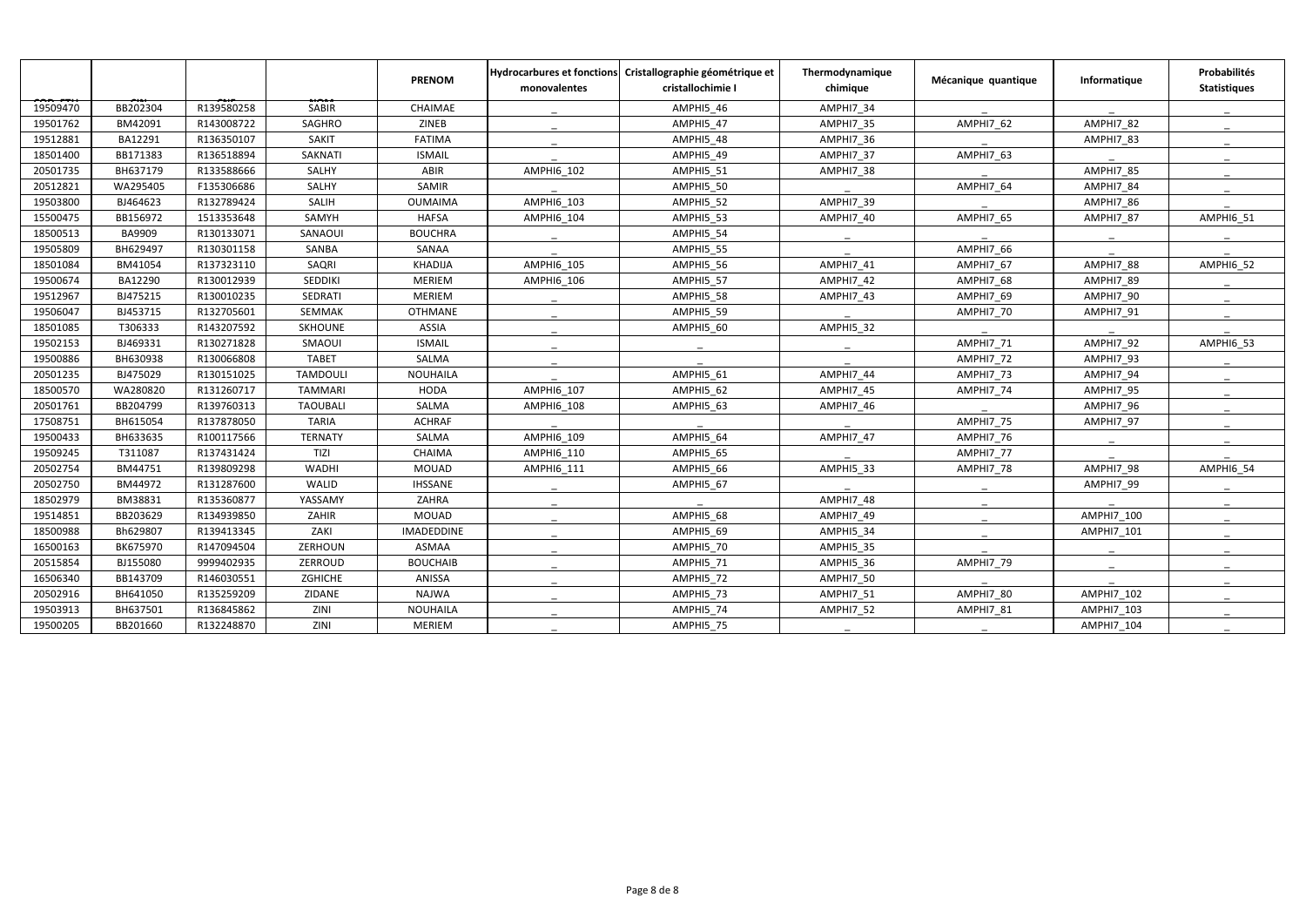| | | | | PRENOM | Hydrocarbures et fonctions monovalentes | Cristallographie géométrique et cristallochimie I | Thermodynamique chimique | Mécanique quantique | Informatique | Probabilités Statistiques |
|---|---|---|---|---|---|---|---|---|---|---|
| 19509470 | BB202304 | R139580258 | SABIR | CHAIMAE | _ | AMPHI5_46 | AMPHI7_34 | _ | _ | _ |
| 19501762 | BM42091 | R143008722 | SAGHRO | ZINEB | _ | AMPHI5_47 | AMPHI7_35 | AMPHI7_62 | AMPHI7_82 | _ |
| 19512881 | BA12291 | R136350107 | SAKIT | FATIMA | _ | AMPHI5_48 | AMPHI7_36 | _ | AMPHI7_83 | _ |
| 18501400 | BB171383 | R136518894 | SAKNATI | ISMAIL | _ | AMPHI5_49 | AMPHI7_37 | AMPHI7_63 | _ | _ |
| 20501735 | BH637179 | R133588666 | SALHY | ABIR | AMPHI6_102 | AMPHI5_51 | AMPHI7_38 | _ | AMPHI7_85 | _ |
| 20512821 | WA295405 | F135306686 | SALHY | SAMIR | _ | AMPHI5_50 | _ | AMPHI7_64 | AMPHI7_84 | _ |
| 19503800 | BJ464623 | R132789424 | SALIH | OUMAIMA | AMPHI6_103 | AMPHI5_52 | AMPHI7_39 | _ | AMPHI7_86 | _ |
| 15500475 | BB156972 | 1513353648 | SAMYH | HAFSA | AMPHI6_104 | AMPHI5_53 | AMPHI7_40 | AMPHI7_65 | AMPHI7_87 | AMPHI6_51 |
| 18500513 | BA9909 | R130133071 | SANAOUI | BOUCHRA | _ | AMPHI5_54 | _ | _ | _ | _ |
| 19505809 | BH629497 | R130301158 | SANBA | SANAA | _ | AMPHI5_55 | _ | AMPHI7_66 | _ | _ |
| 18501084 | BM41054 | R137323110 | SAQRI | KHADIJA | AMPHI6_105 | AMPHI5_56 | AMPHI7_41 | AMPHI7_67 | AMPHI7_88 | AMPHI6_52 |
| 19500674 | BA12290 | R130012939 | SEDDIKI | MERIEM | AMPHI6_106 | AMPHI5_57 | AMPHI7_42 | AMPHI7_68 | AMPHI7_89 | _ |
| 19512967 | BJ475215 | R130010235 | SEDRATI | MERIEM | _ | AMPHI5_58 | AMPHI7_43 | AMPHI7_69 | AMPHI7_90 | _ |
| 19506047 | BJ453715 | R132705601 | SEMMAK | OTHMANE | _ | AMPHI5_59 | _ | AMPHI7_70 | AMPHI7_91 | _ |
| 18501085 | T306333 | R143207592 | SKHOUNE | ASSIA | _ | AMPHI5_60 | AMPHI5_32 | _ | _ | _ |
| 19502153 | BJ469331 | R130271828 | SMAOUI | ISMAIL | _ | _ | _ | AMPHI7_71 | AMPHI7_92 | AMPHI6_53 |
| 19500886 | BH630938 | R130066808 | TABET | SALMA | _ | _ | _ | AMPHI7_72 | AMPHI7_93 | _ |
| 20501235 | BJ475029 | R130151025 | TAMDOULI | NOUHAILA | _ | AMPHI5_61 | AMPHI7_44 | AMPHI7_73 | AMPHI7_94 | _ |
| 18500570 | WA280820 | R131260717 | TAMMARI | HODA | AMPHI6_107 | AMPHI5_62 | AMPHI7_45 | AMPHI7_74 | AMPHI7_95 | _ |
| 20501761 | BB204799 | R139760313 | TAOUBALI | SALMA | AMPHI6_108 | AMPHI5_63 | AMPHI7_46 | _ | AMPHI7_96 | _ |
| 17508751 | BH615054 | R137878050 | TARIA | ACHRAF | _ | _ | _ | AMPHI7_75 | AMPHI7_97 | _ |
| 19500433 | BH633635 | R100117566 | TERNATY | SALMA | AMPHI6_109 | AMPHI5_64 | AMPHI7_47 | AMPHI7_76 | _ | _ |
| 19509245 | T311087 | R137431424 | TIZI | CHAIMA | AMPHI6_110 | AMPHI5_65 | _ | AMPHI7_77 | _ | _ |
| 20502754 | BM44751 | R139809298 | WADHI | MOUAD | AMPHI6_111 | AMPHI5_66 | AMPHI5_33 | AMPHI7_78 | AMPHI7_98 | AMPHI6_54 |
| 20502750 | BM44972 | R131287600 | WALID | IHSSANE | _ | AMPHI5_67 | _ | _ | AMPHI7_99 | _ |
| 18502979 | BM38831 | R135360877 | YASSAMY | ZAHRA | _ | _ | AMPHI7_48 | _ | _ | _ |
| 19514851 | BB203629 | R134939850 | ZAHIR | MOUAD | _ | AMPHI5_68 | AMPHI7_49 | _ | AMPHI7_100 | _ |
| 18500988 | Bh629807 | R139413345 | ZAKI | IMADEDDINE | _ | AMPHI5_69 | AMPHI5_34 | _ | AMPHI7_101 | _ |
| 16500163 | BK675970 | R147094504 | ZERHOUN | ASMAA | _ | AMPHI5_70 | AMPHI5_35 | _ | _ | _ |
| 20515854 | BJ155080 | 9999402935 | ZERROUD | BOUCHAIB | _ | AMPHI5_71 | AMPHI5_36 | AMPHI7_79 | _ | _ |
| 16506340 | BB143709 | R146030551 | ZGHICHE | ANISSA | _ | AMPHI5_72 | AMPHI7_50 | _ | _ | _ |
| 20502916 | BH641050 | R135259209 | ZIDANE | NAJWA | _ | AMPHI5_73 | AMPHI7_51 | AMPHI7_80 | AMPHI7_102 | _ |
| 19503913 | BH637501 | R136845862 | ZINI | NOUHAILA | _ | AMPHI5_74 | AMPHI7_52 | AMPHI7_81 | AMPHI7_103 | _ |
| 19500205 | BB201660 | R132248870 | ZINI | MERIEM | _ | AMPHI5_75 | _ | _ | AMPHI7_104 | _ |